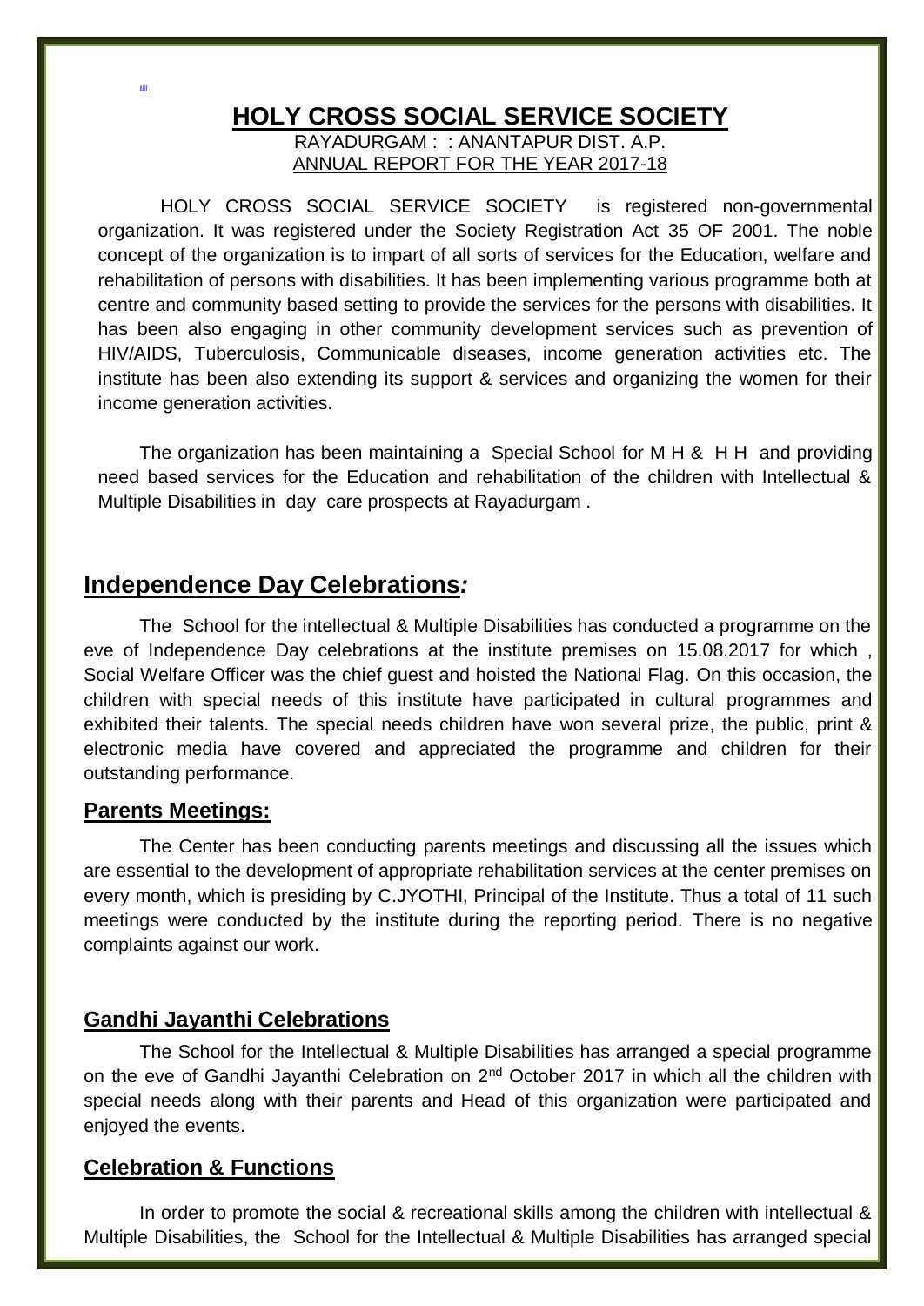ADI

# HOLY CROSS SOCIAL SERVICE SOCIETY

RAYADURGAM : : ANANTAPUR DIST. A.P.

ANNUAL REPORT FOR THE YEAR 2017-18

HOLY CROSS SOCIAL SERVICE SOCIETY is registered non-governmental organization. It was registered under the Society Registration Act 35 OF 2001. The noble concept of the organization is to impart of all sorts of services for the Education, welfare and rehabilitation of persons with disabilities. It has been implementing various programme both at centre and community based setting to provide the services for the persons with disabilities. It has been also engaging in other community development services such as prevention of HIV/AIDS, Tuberculosis, Communicable diseases, income generation activities etc. The institute has been also extending its support & services and organizing the women for their income generation activities.

The organization has been maintaining a Special School for M H & H H and providing need based services for the Education and rehabilitation of the children with Intellectual & Multiple Disabilities in day care prospects at Rayadurgam .

## Independence Day Celebrations*:*

The School for the intellectual & Multiple Disabilities has conducted a programme on the eve of Independence Day celebrations at the institute premises on 15.08.2017 for which , Social Welfare Officer was the chief guest and hoisted the National Flag. On this occasion, the children with special needs of this institute have participated in cultural programmes and exhibited their talents. The special needs children have won several prize, the public, print & electronic media have covered and appreciated the programme and children for their outstanding performance.

### Parents Meetings:

The Center has been conducting parents meetings and discussing all the issues which are essential to the development of appropriate rehabilitation services at the center premises on every month, which is presiding by C.JYOTHI, Principal of the Institute. Thus a total of 11 such meetings were conducted by the institute during the reporting period. There is no negative complaints against our work.

### Gandhi Jayanthi Celebrations

The School for the Intellectual & Multiple Disabilities has arranged a special programme on the eve of Gandhi Jayanthi Celebration on 2nd October 2017 in which all the children with special needs along with their parents and Head of this organization were participated and enjoyed the events.

### Celebration & Functions

In order to promote the social & recreational skills among the children with intellectual & Multiple Disabilities, the School for the Intellectual & Multiple Disabilities has arranged special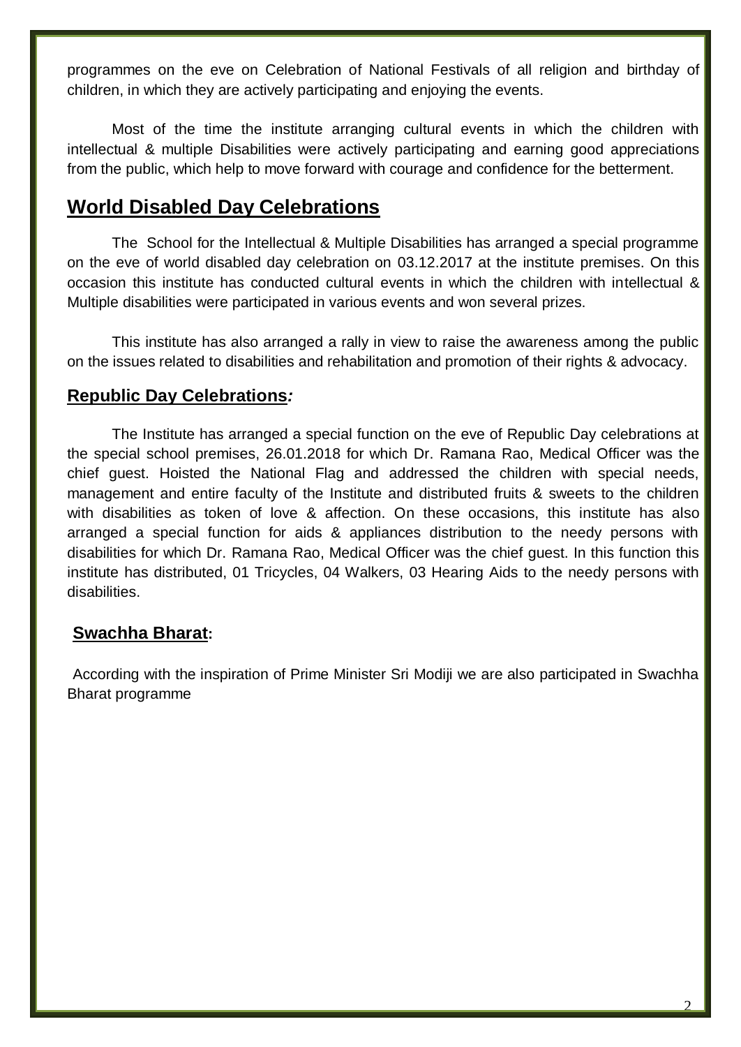programmes on the eve on Celebration of National Festivals of all religion and birthday of children, in which they are actively participating and enjoying the events.

Most of the time the institute arranging cultural events in which the children with intellectual & multiple Disabilities were actively participating and earning good appreciations from the public, which help to move forward with courage and confidence for the betterment.

## World Disabled Day Celebrations

The School for the Intellectual & Multiple Disabilities has arranged a special programme on the eve of world disabled day celebration on 03.12.2017 at the institute premises. On this occasion this institute has conducted cultural events in which the children with intellectual & Multiple disabilities were participated in various events and won several prizes.

This institute has also arranged a rally in view to raise the awareness among the public on the issues related to disabilities and rehabilitation and promotion of their rights & advocacy.

### Republic Day Celebrations*:*

The Institute has arranged a special function on the eve of Republic Day celebrations at the special school premises, 26.01.2018 for which Dr. Ramana Rao, Medical Officer was the chief guest. Hoisted the National Flag and addressed the children with special needs, management and entire faculty of the Institute and distributed fruits & sweets to the children with disabilities as token of love & affection. On these occasions, this institute has also arranged a special function for aids & appliances distribution to the needy persons with disabilities for which Dr. Ramana Rao, Medical Officer was the chief guest. In this function this institute has distributed, 01 Tricycles, 04 Walkers, 03 Hearing Aids to the needy persons with disabilities.

### Swachha Bharat:

According with the inspiration of Prime Minister Sri Modiji we are also participated in Swachha Bharat programme